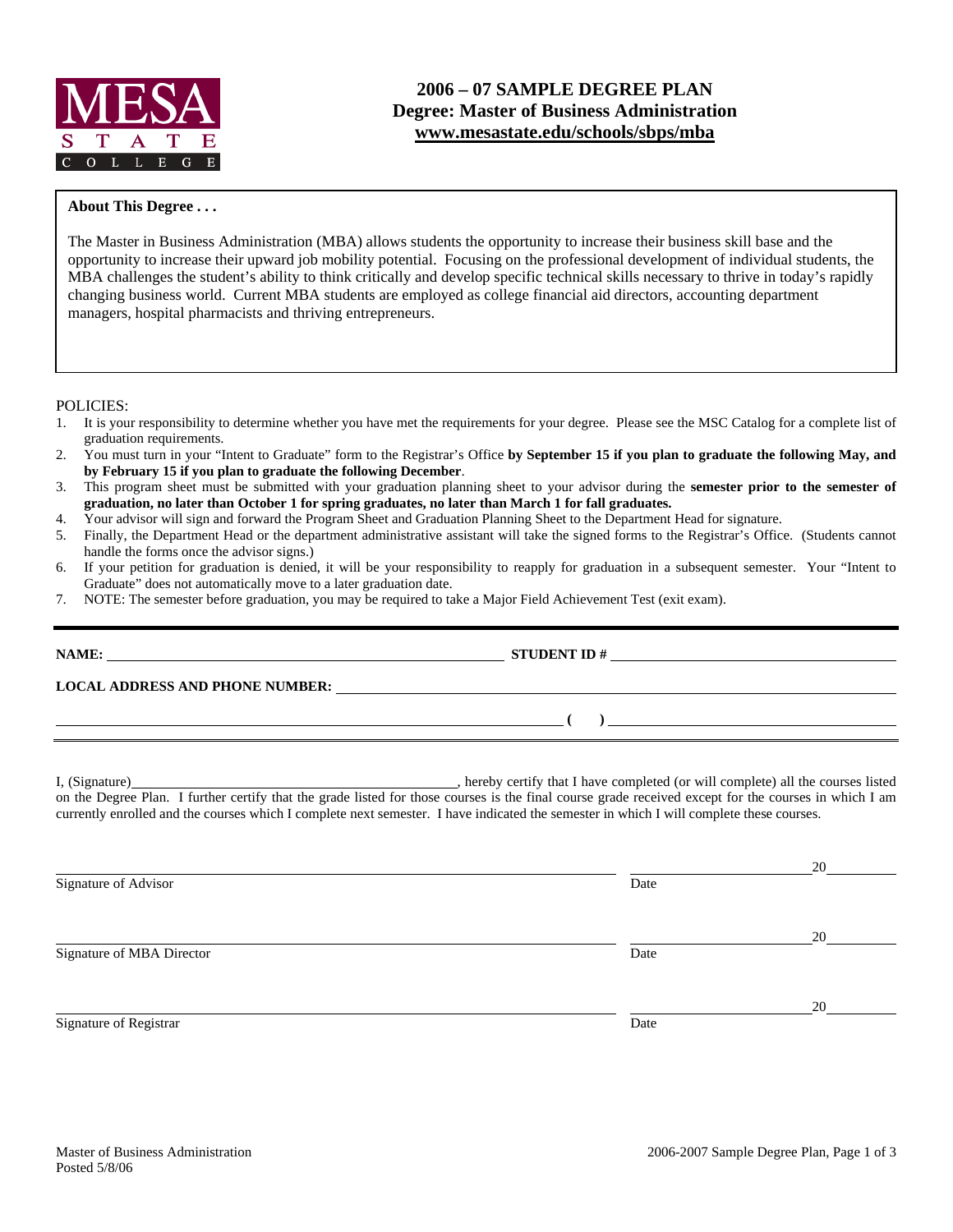MESA STATE COLLEGE

# 2006 – 07 SAMPLE DEGREE PLAN
## Degree: Master of Business Administration
## www.mesastate.edu/schools/sbps/mba

**About This Degree . . .**

The Master in Business Administration (MBA) allows students the opportunity to increase their business skill base and the opportunity to increase their upward job mobility potential. Focusing on the professional development of individual students, the MBA challenges the student's ability to think critically and develop specific technical skills necessary to thrive in today's rapidly changing business world. Current MBA students are employed as college financial aid directors, accounting department managers, hospital pharmacists and thriving entrepreneurs.

POLICIES:

1. It is your responsibility to determine whether you have met the requirements for your degree. Please see the MSC Catalog for a complete list of graduation requirements.
2. You must turn in your "Intent to Graduate" form to the Registrar's Office **by September 15 if you plan to graduate the following May, and by February 15 if you plan to graduate the following December**.
3. This program sheet must be submitted with your graduation planning sheet to your advisor during the **semester prior to the semester of graduation, no later than October 1 for spring graduates, no later than March 1 for fall graduates.**
4. Your advisor will sign and forward the Program Sheet and Graduation Planning Sheet to the Department Head for signature.
5. Finally, the Department Head or the department administrative assistant will take the signed forms to the Registrar's Office. (Students cannot handle the forms once the advisor signs.)
6. If your petition for graduation is denied, it will be your responsibility to reapply for graduation in a subsequent semester. Your "Intent to Graduate" does not automatically move to a later graduation date.
7. NOTE: The semester before graduation, you may be required to take a Major Field Achievement Test (exit exam).

---

**NAME:** ______________________________ **STUDENT ID #** ______________________________

**LOCAL ADDRESS AND PHONE NUMBER:** ______________________________

______________________________ **( )** ______________________________

I, (Signature)______________________________, hereby certify that I have completed (or will complete) all the courses listed on the Degree Plan. I further certify that the grade listed for those courses is the final course grade received except for the courses in which I am currently enrolled and the courses which I complete next semester. I have indicated the semester in which I will complete these courses.

______________________________ ______________ 20______

Signature of Advisor Date

______________________________ ______________ 20______

Signature of MBA Director Date

______________________________ ______________ 20______

Signature of Registrar Date

Master of Business Administration
Posted 5/8/06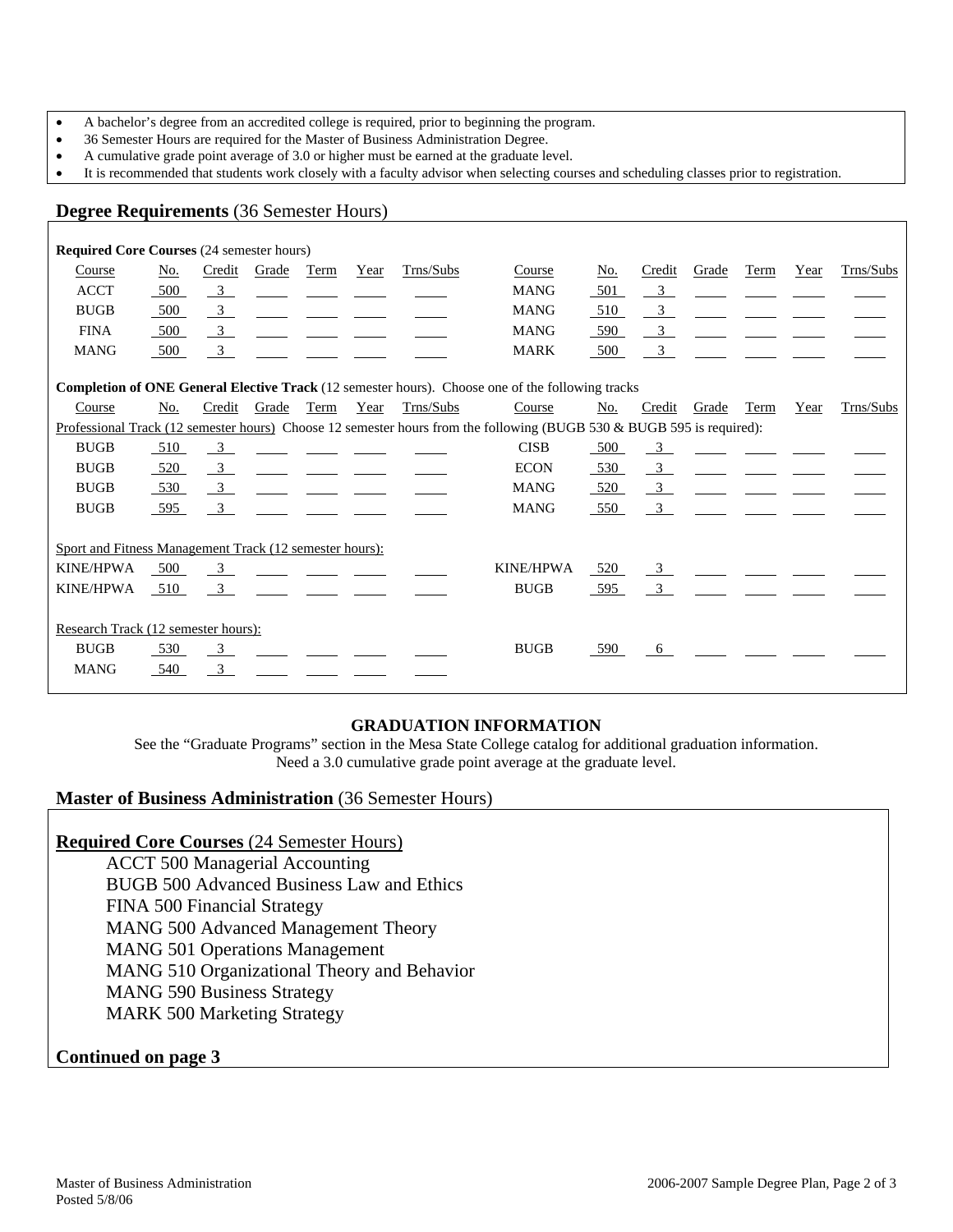- A bachelor's degree from an accredited college is required, prior to beginning the program.
- 36 Semester Hours are required for the Master of Business Administration Degree.
- A cumulative grade point average of 3.0 or higher must be earned at the graduate level.
- It is recommended that students work closely with a faculty advisor when selecting courses and scheduling classes prior to registration.

## Degree Requirements (36 Semester Hours)

**Required Core Courses** (24 semester hours)

| Course | No. | Credit | Grade | Term | Year | Trns/Subs | Course | No. | Credit | Grade | Term | Year | Trns/Subs |
|---|---|---|---|---|---|---|---|---|---|---|---|---|---|
| ACCT | 500 | 3 | | | | | MANG | 501 | 3 | | | | |
| BUGB | 500 | 3 | | | | | MANG | 510 | 3 | | | | |
| FINA | 500 | 3 | | | | | MANG | 590 | 3 | | | | |
| MANG | 500 | 3 | | | | | MARK | 500 | 3 | | | | |

**Completion of ONE General Elective Track** (12 semester hours). Choose one of the following tracks

Professional Track (12 semester hours) Choose 12 semester hours from the following (BUGB 530 & BUGB 595 is required):

| Course | No. | Credit | Grade | Term | Year | Trns/Subs | Course | No. | Credit | Grade | Term | Year | Trns/Subs |
|---|---|---|---|---|---|---|---|---|---|---|---|---|---|
| BUGB | 510 | 3 | | | | | CISB | 500 | 3 | | | | |
| BUGB | 520 | 3 | | | | | ECON | 530 | 3 | | | | |
| BUGB | 530 | 3 | | | | | MANG | 520 | 3 | | | | |
| BUGB | 595 | 3 | | | | | MANG | 550 | 3 | | | | |

Sport and Fitness Management Track (12 semester hours):

| Course | No. | Credit | Grade | Term | Year | Trns/Subs | Course | No. | Credit | Grade | Term | Year | Trns/Subs |
|---|---|---|---|---|---|---|---|---|---|---|---|---|---|
| KINE/HPWA | 500 | 3 | | | | | KINE/HPWA | 520 | 3 | | | | |
| KINE/HPWA | 510 | 3 | | | | | BUGB | 595 | 3 | | | | |

Research Track (12 semester hours):

| Course | No. | Credit | Grade | Term | Year | Trns/Subs | Course | No. | Credit | Grade | Term | Year | Trns/Subs |
|---|---|---|---|---|---|---|---|---|---|---|---|---|---|
| BUGB | 530 | 3 | | | | | BUGB | 590 | 6 | | | | |
| MANG | 540 | 3 | | | | | | | | | | | |

### GRADUATION INFORMATION

See the "Graduate Programs" section in the Mesa State College catalog for additional graduation information.
Need a 3.0 cumulative grade point average at the graduate level.

## Master of Business Administration (36 Semester Hours)

**Required Core Courses** (24 Semester Hours)

ACCT 500 Managerial Accounting
BUGB 500 Advanced Business Law and Ethics
FINA 500 Financial Strategy
MANG 500 Advanced Management Theory
MANG 501 Operations Management
MANG 510 Organizational Theory and Behavior
MANG 590 Business Strategy
MARK 500 Marketing Strategy

**Continued on page 3**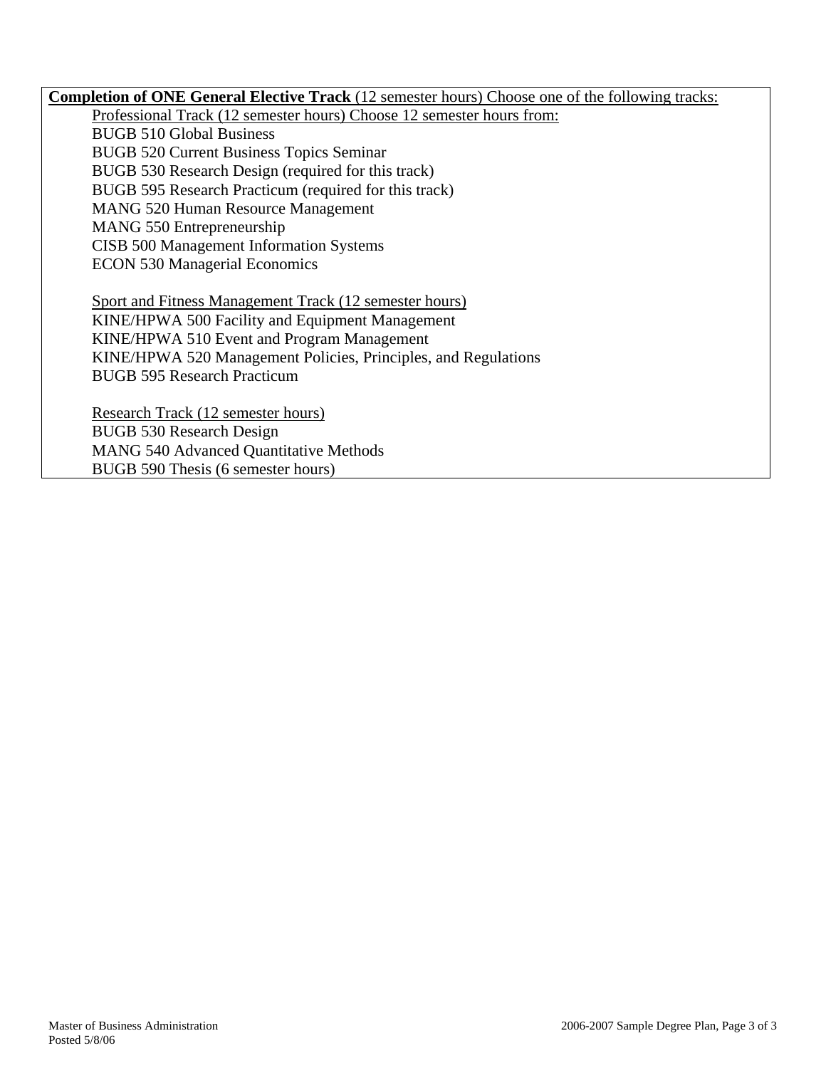**Completion of ONE General Elective Track** (12 semester hours) Choose one of the following tracks:

Professional Track (12 semester hours) Choose 12 semester hours from:

- BUGB 510 Global Business
- BUGB 520 Current Business Topics Seminar
- BUGB 530 Research Design (required for this track)
- BUGB 595 Research Practicum (required for this track)
- MANG 520 Human Resource Management
- MANG 550 Entrepreneurship
- CISB 500 Management Information Systems
- ECON 530 Managerial Economics

Sport and Fitness Management Track (12 semester hours)

- KINE/HPWA 500 Facility and Equipment Management
- KINE/HPWA 510 Event and Program Management
- KINE/HPWA 520 Management Policies, Principles, and Regulations
- BUGB 595 Research Practicum

Research Track (12 semester hours)

- BUGB 530 Research Design
- MANG 540 Advanced Quantitative Methods
- BUGB 590 Thesis (6 semester hours)

Master of Business Administration
Posted 5/8/06

2006-2007 Sample Degree Plan